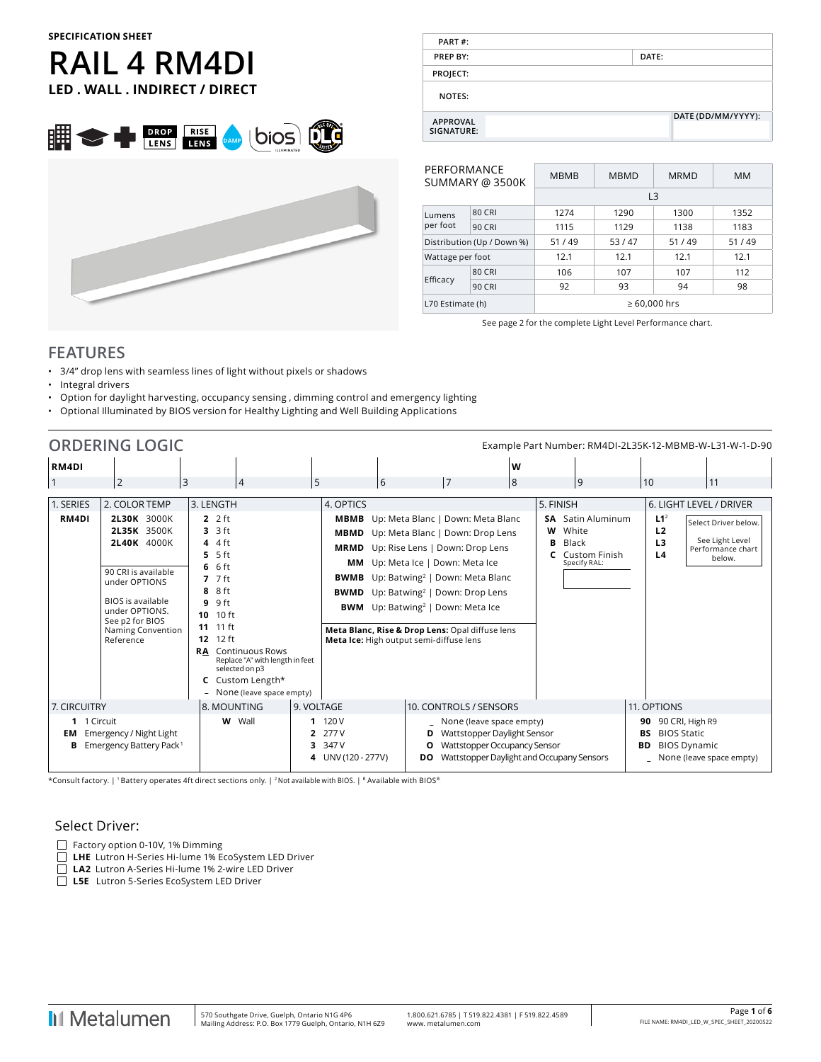SPECIFICATION SHEET

# RAIL 4 RM4DI

**LED . WALL . INDIRECT / DIRECT**

DROP LENS | RISE LENS | DAMP | bios ILLUMINATED | DLC

| PART #: | | |
|---|---|---|
| PREP BY: | | DATE: |
| PROJECT: | | |
| NOTES: | | |
| APPROVAL SIGNATURE: | | DATE (DD/MM/YYYY): |

| PERFORMANCE SUMMARY @ 3500K | | MBMB | MBMD | MRMD | MM |
|---|---|---|---|---|---|
| | | L3 | | | |
| Lumens per foot | 80 CRI | 1274 | 1290 | 1300 | 1352 |
| | 90 CRI | 1115 | 1129 | 1138 | 1183 |
| Distribution (Up / Down %) | | 51 / 49 | 53 / 47 | 51 / 49 | 51 / 49 |
| Wattage per foot | | 12.1 | 12.1 | 12.1 | 12.1 |
| Efficacy | 80 CRI | 106 | 107 | 107 | 112 |
| | 90 CRI | 92 | 93 | 94 | 98 |
| L70 Estimate (h) | | ≥ 60,000 hrs | | | |

See page 2 for the complete Light Level Performance chart.

## FEATURES

- 3/4" drop lens with seamless lines of light without pixels or shadows
- Integral drivers
- Option for daylight harvesting, occupancy sensing , dimming control and emergency lighting
- Optional Illuminated by BIOS version for Healthy Lighting and Well Building Applications

## ORDERING LOGIC

Example Part Number: RM4DI-2L35K-12-MBMB-W-L31-W-1-D-90

| RM4DI | | | | | | | W | | | |
|---|---|---|---|---|---|---|---|---|---|---|
| 1 | 2 | 3 | 4 | 5 | 6 | 7 | 8 | 9 | 10 | 11 |

**1. SERIES**
- **RM4DI**

**2. COLOR TEMP**
- **2L30K** 3000K
- **2L35K** 3500K
- **2L40K** 4000K

90 CRI is available under OPTIONS

BIOS is available under OPTIONS. See p2 for BIOS Naming Convention Reference

**3. LENGTH**
- **2** 2 ft
- **3** 3 ft
- **4** 4 ft
- **5** 5 ft
- **6** 6 ft
- **7** 7 ft
- **8** 8 ft
- **9** 9 ft
- **10** 10 ft
- **11** 11 ft
- **12** 12 ft
- **RA** Continuous Rows — Replace "A" with length in feet selected on p3
- **C** Custom Length*
- _ None (leave space empty)

**4. OPTICS**
- **MBMB** Up: Meta Blanc | Down: Meta Blanc
- **MBMD** Up: Meta Blanc | Down: Drop Lens
- **MRMD** Up: Rise Lens | Down: Drop Lens
- **MM** Up: Meta Ice | Down: Meta Ice
- **BWMB** Up: Batwing[2] | Down: Meta Blanc
- **BWMD** Up: Batwing[2] | Down: Drop Lens
- **BWM** Up: Batwing[2] | Down: Meta Ice

**Meta Blanc, Rise & Drop Lens:** Opal diffuse lens
**Meta Ice:** High output semi-diffuse lens

**5. FINISH**
- **SA** Satin Aluminum
- **W** White
- **B** Black
- **C** Custom Finish — Specify RAL:

**6. LIGHT LEVEL / DRIVER**
- **L1**[2]
- **L2**
- **L3**
- **L4**

Select Driver below. See Light Level Performance chart below.

**7. CIRCUITRY**
- **1** 1 Circuit
- **EM** Emergency / Night Light
- **B** Emergency Battery Pack[1]

**8. MOUNTING**
- **W** Wall

**9. VOLTAGE**
- **1** 120 V
- **2** 277 V
- **3** 347 V
- **4** UNV (120 - 277V)

**10. CONTROLS / SENSORS**
- _ None (leave space empty)
- **D** Wattstopper Daylight Sensor
- **O** Wattstopper Occupancy Sensor
- **DO** Wattstopper Daylight and Occupany Sensors

**11. OPTIONS**
- **90** 90 CRI, High R9
- **BS** BIOS Static
- **BD** BIOS Dynamic
- _ None (leave space empty)

*Consult factory. | [1] Battery operates 4ft direct sections only. | [2] Not available with BIOS. | [B] Available with BIOS®

### Select Driver:

- ☐ Factory option 0-10V, 1% Dimming
- ☐ **LHE** Lutron H-Series Hi-lume 1% EcoSystem LED Driver
- ☐ **LA2** Lutron A-Series Hi-lume 1% 2-wire LED Driver
- ☐ **L5E** Lutron 5-Series EcoSystem LED Driver

Metalumen | 570 Southgate Drive, Guelph, Ontario N1G 4P6 Mailing Address: P.O. Box 1779 Guelph, Ontario, N1H 6Z9 | 1.800.621.6785 | T 519.822.4381 | F 519.822.4589 www.metalumen.com | FILE NAME: RM4DI_LED_W_SPEC_SHEET_20200522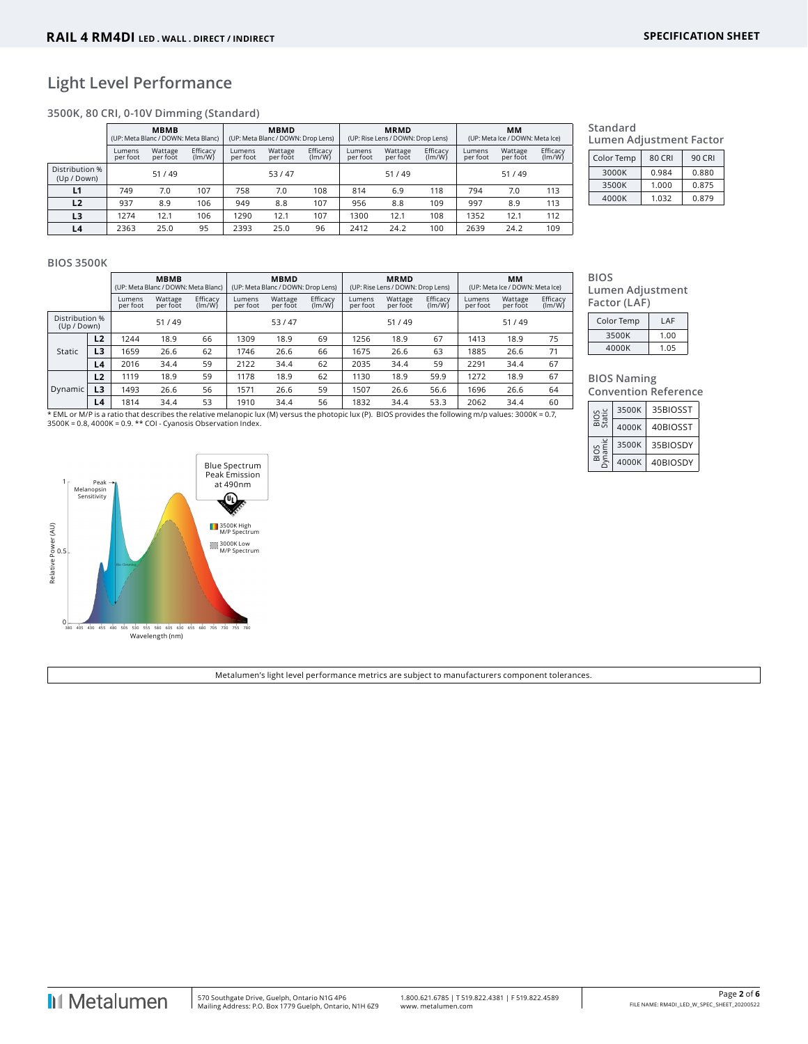## Light Level Performance

### 3500K, 80 CRI, 0-10V Dimming (Standard)

| | MBMB (UP: Meta Blanc / DOWN: Meta Blanc) | | | MBMD (UP: Meta Blanc / DOWN: Drop Lens) | | | MRMD (UP: Rise Lens / DOWN: Drop Lens) | | | MM (UP: Meta Ice / DOWN: Meta Ice) | | |
|---|---|---|---|---|---|---|---|---|---|---|---|---|
| | Lumens per foot | Wattage per foot | Efficacy (lm/W) | Lumens per foot | Wattage per foot | Efficacy (lm/W) | Lumens per foot | Wattage per foot | Efficacy (lm/W) | Lumens per foot | Wattage per foot | Efficacy (lm/W) |
| Distribution % (Up / Down) | 51 / 49 | | | 53 / 47 | | | 51 / 49 | | | 51 / 49 | | |
| L1 | 749 | 7.0 | 107 | 758 | 7.0 | 108 | 814 | 6.9 | 118 | 794 | 7.0 | 113 |
| L2 | 937 | 8.9 | 106 | 949 | 8.8 | 107 | 956 | 8.8 | 109 | 997 | 8.9 | 113 |
| L3 | 1274 | 12.1 | 106 | 1290 | 12.1 | 107 | 1300 | 12.1 | 108 | 1352 | 12.1 | 112 |
| L4 | 2363 | 25.0 | 95 | 2393 | 25.0 | 96 | 2412 | 24.2 | 100 | 2639 | 24.2 | 109 |

#### Standard Lumen Adjustment Factor

| Color Temp | 80 CRI | 90 CRI |
|---|---|---|
| 3000K | 0.984 | 0.880 |
| 3500K | 1.000 | 0.875 |
| 4000K | 1.032 | 0.879 |

### BIOS 3500K

| | | MBMB (UP: Meta Blanc / DOWN: Meta Blanc) | | | MBMD (UP: Meta Blanc / DOWN: Drop Lens) | | | MRMD (UP: Rise Lens / DOWN: Drop Lens) | | | MM (UP: Meta Ice / DOWN: Meta Ice) | | |
|---|---|---|---|---|---|---|---|---|---|---|---|---|---|
| | | Lumens per foot | Wattage per foot | Efficacy (lm/W) | Lumens per foot | Wattage per foot | Efficacy (lm/W) | Lumens per foot | Wattage per foot | Efficacy (lm/W) | Lumens per foot | Wattage per foot | Efficacy (lm/W) |
| Distribution % (Up / Down) | | 51 / 49 | | | 53 / 47 | | | 51 / 49 | | | 51 / 49 | | |
| Static | L2 | 1244 | 18.9 | 66 | 1309 | 18.9 | 69 | 1256 | 18.9 | 67 | 1413 | 18.9 | 75 |
| | L3 | 1659 | 26.6 | 62 | 1746 | 26.6 | 66 | 1675 | 26.6 | 63 | 1885 | 26.6 | 71 |
| | L4 | 2016 | 34.4 | 59 | 2122 | 34.4 | 62 | 2035 | 34.4 | 59 | 2291 | 34.4 | 67 |
| Dynamic | L2 | 1119 | 18.9 | 59 | 1178 | 18.9 | 62 | 1130 | 18.9 | 59.9 | 1272 | 18.9 | 67 |
| | L3 | 1493 | 26.6 | 56 | 1571 | 26.6 | 59 | 1507 | 26.6 | 56.6 | 1696 | 26.6 | 64 |
| | L4 | 1814 | 34.4 | 53 | 1910 | 34.4 | 56 | 1832 | 34.4 | 53.3 | 2062 | 34.4 | 60 |

* EML or M/P is a ratio that describes the relative melanopic lux (M) versus the photopic lux (P). BIOS provides the following m/p values: 3000K = 0.7, 3500K = 0.8, 4000K = 0.9. ** COI - Cyanosis Observation Index.

#### BIOS Lumen Adjustment Factor (LAF)

| Color Temp | LAF |
|---|---|
| 3500K | 1.00 |
| 4000K | 1.05 |

#### BIOS Naming Convention Reference

| | | |
|---|---|---|
| BIOS Static | 3500K | 35BIOSST |
| | 4000K | 40BIOSST |
| BIOS Dynamic | 3500K | 35BIOSDY |
| | 4000K | 40BIOSDY |

Metalumen's light level performance metrics are subject to manufacturers component tolerances.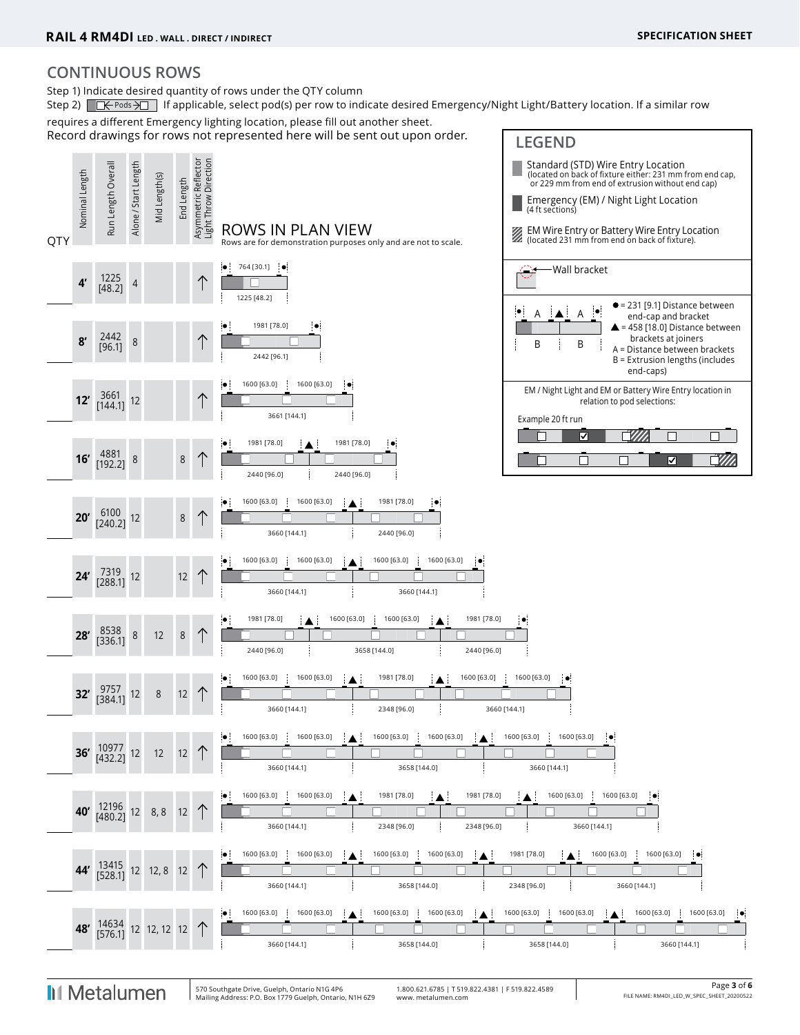# CONTINUOUS ROWS

Step 1) Indicate desired quantity of rows under the QTY column

Step 2) [☐← Pods →☐] If applicable, select pod(s) per row to indicate desired Emergency/Night Light/Battery location. If a similar row requires a different Emergency lighting location, please fill out another sheet.

Record drawings for rows not represented here will be sent out upon order.

## ROWS IN PLAN VIEW

Rows are for demonstration purposes only and are not to scale.

| QTY | Nominal Length | Run Length Overall | Alone / Start Length | Mid Length(s) | End Length | Asymmetric Reflector Light Throw Direction | Distances between brackets (A) | Extrusion lengths (B) |
|---|---|---|---|---|---|---|---|---|
| | 4' | 1225 [48.2] | 4 | | | ↑ | 764 [30.1] | 1225 [48.2] |
| | 8' | 2442 [96.1] | 8 | | | ↑ | 1981 [78.0] | 2442 [96.1] |
| | 12' | 3661 [144.1] | 12 | | | ↑ | 1600 [63.0], 1600 [63.0] | 3661 [144.1] |
| | 16' | 4881 [192.2] | 8 | | 8 | ↑ | 1981 [78.0], 1981 [78.0] | 2440 [96.0], 2440 [96.0] |
| | 20' | 6100 [240.2] | 12 | | 8 | ↑ | 1600 [63.0], 1600 [63.0], 1981 [78.0] | 3660 [144.1], 2440 [96.0] |
| | 24' | 7319 [288.1] | 12 | | 12 | ↑ | 1600 [63.0], 1600 [63.0], 1600 [63.0], 1600 [63.0] | 3660 [144.1], 3660 [144.1] |
| | 28' | 8538 [336.1] | 8 | 12 | 8 | ↑ | 1981 [78.0], 1600 [63.0], 1600 [63.0], 1981 [78.0] | 2440 [96.0], 3658 [144.0], 2440 [96.0] |
| | 32' | 9757 [384.1] | 12 | 8 | 12 | ↑ | 1600 [63.0], 1600 [63.0], 1981 [78.0], 1600 [63.0], 1600 [63.0] | 3660 [144.1], 2348 [96.0], 3660 [144.1] |
| | 36' | 10977 [432.2] | 12 | 12 | 12 | ↑ | 1600 [63.0], 1600 [63.0], 1600 [63.0], 1600 [63.0], 1600 [63.0], 1600 [63.0] | 3660 [144.1], 3658 [144.0], 3660 [144.1] |
| | 40' | 12196 [480.2] | 12 | 8, 8 | 12 | ↑ | 1600 [63.0], 1600 [63.0], 1981 [78.0], 1981 [78.0], 1600 [63.0], 1600 [63.0] | 3660 [144.1], 2348 [96.0], 2348 [96.0], 3660 [144.1] |
| | 44' | 13415 [528.1] | 12 | 12, 8 | 12 | ↑ | 1600 [63.0], 1600 [63.0], 1600 [63.0], 1600 [63.0], 1981 [78.0], 1600 [63.0], 1600 [63.0] | 3660 [144.1], 3658 [144.0], 2348 [96.0], 3660 [144.1] |
| | 48' | 14634 [576.1] | 12 | 12, 12 | 12 | ↑ | 1600 [63.0], 1600 [63.0], 1600 [63.0], 1600 [63.0], 1600 [63.0], 1600 [63.0], 1600 [63.0], 1600 [63.0] | 3660 [144.1], 3658 [144.0], 3658 [144.0], 3660 [144.1] |

## LEGEND

- Standard (STD) Wire Entry Location (located on back of fixture either: 231 mm from end cap, or 229 mm from end of extrusion without end cap)
- Emergency (EM) / Night Light Location (4 ft sections)
- EM Wire Entry or Battery Wire Entry Location (located 231 mm from end on back of fixture).

Wall bracket

- ● = 231 [9.1] Distance between end-cap and bracket
- ▲ = 458 [18.0] Distance between brackets at joiners
- A = Distance between brackets
- B = Extrusion lengths (includes end-caps)

EM / Night Light and EM or Battery Wire Entry location in relation to pod selections:

Example 20 ft run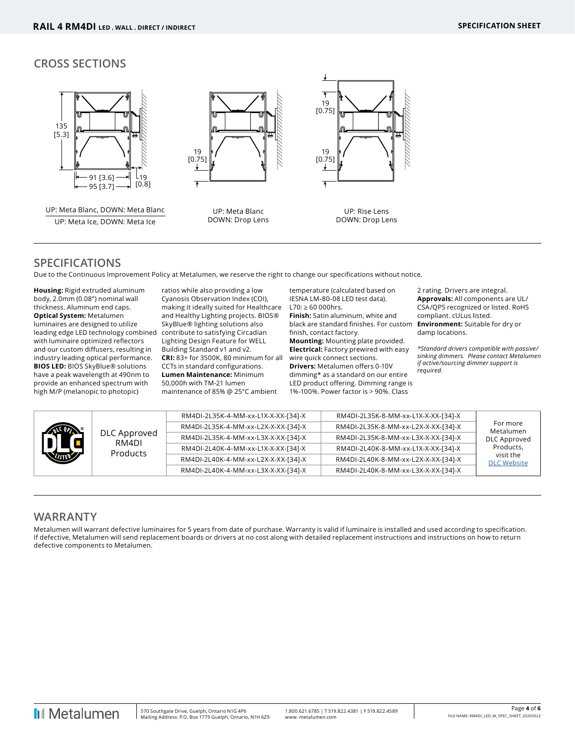## CROSS SECTIONS

135 [5.3]

91 [3.6]

95 [3.7]

19 [0.8]

UP: Meta Blanc, DOWN: Meta Blanc

UP: Meta Ice, DOWN: Meta Ice

19 [0.75]

UP: Meta Blanc
DOWN: Drop Lens

19 [0.75]

19 [0.75]

UP: Rise Lens
DOWN: Drop Lens

## SPECIFICATIONS

Due to the Continuous Improvement Policy at Metalumen, we reserve the right to change our specifications without notice.

**Housing:** Rigid extruded aluminum body, 2.0mm (0.08") nominal wall thickness. Aluminum end caps.
**Optical System:** Metalumen luminaires are designed to utilize leading edge LED technology combined with luminaire optimized reflectors and our custom diffusers, resulting in industry leading optical performance.
**BIOS LED:** BIOS SkyBlue® solutions have a peak wavelength at 490nm to provide an enhanced spectrum with high M/P (melanopic to photopic) ratios while also providing a low Cyanosis Observation Index (COI), making it ideally suited for Healthcare and Healthy Lighting projects. BIOS® SkyBlue® lighting solutions also contribute to satisfying Circadian Lighting Design Feature for WELL Building Standard v1 and v2.
**CRI:** 83+ for 3500K, 80 minimum for all CCTs in standard configurations.
**Lumen Maintenance:** Minimum 50,000h with TM-21 lumen maintenance of 85% @ 25°C ambient temperature (calculated based on IESNA LM-80-08 LED test data). L70: ≥ 60 000hrs.
**Finish:** Satin aluminum, white and black are standard finishes. For custom finish, contact factory.
**Mounting:** Mounting plate provided.
**Electrical:** Factory prewired with easy wire quick connect sections.
**Drivers:** Metalumen offers 0-10V dimming* as a standard on our entire LED product offering. Dimming range is 1%-100%. Power factor is > 90%. Class 2 rating. Drivers are integral.
**Approvals:** All components are UL/ CSA/QPS recognized or listed. RoHS compliant. cULus listed.
**Environment:** Suitable for dry or damp locations.

*\*Standard drivers compatible with passive/ sinking dimmers. Please contact Metalumen if active/sourcing dimmer support is required.*

| DLC QPL Listed | DLC Approved RM4DI Products | | | For more Metalumen DLC Approved Products, visit the DLC Website |
|---|---|---|---|---|
| | | RM4DI-2L35K-4-MM-xx-L1X-X-XX-[34]-X | RM4DI-2L35K-8-MM-xx-L1X-X-XX-[34]-X | |
| | | RM4DI-2L35K-4-MM-xx-L2X-X-XX-[34]-X | RM4DI-2L35K-8-MM-xx-L2X-X-XX-[34]-X | |
| | | RM4DI-2L35K-4-MM-xx-L3X-X-XX-[34]-X | RM4DI-2L35K-8-MM-xx-L3X-X-XX-[34]-X | |
| | | RM4DI-2L40K-4-MM-xx-L1X-X-XX-[34]-X | RM4DI-2L40K-8-MM-xx-L1X-X-XX-[34]-X | |
| | | RM4DI-2L40K-4-MM-xx-L2X-X-XX-[34]-X | RM4DI-2L40K-8-MM-xx-L2X-X-XX-[34]-X | |
| | | RM4DI-2L40K-4-MM-xx-L3X-X-XX-[34]-X | RM4DI-2L40K-8-MM-xx-L3X-X-XX-[34]-X | |

## WARRANTY

Metalumen will warrant defective luminaires for 5 years from date of purchase. Warranty is valid if luminaire is installed and used according to specification. If defective, Metalumen will send replacement boards or drivers at no cost along with detailed replacement instructions and instructions on how to return defective components to Metalumen.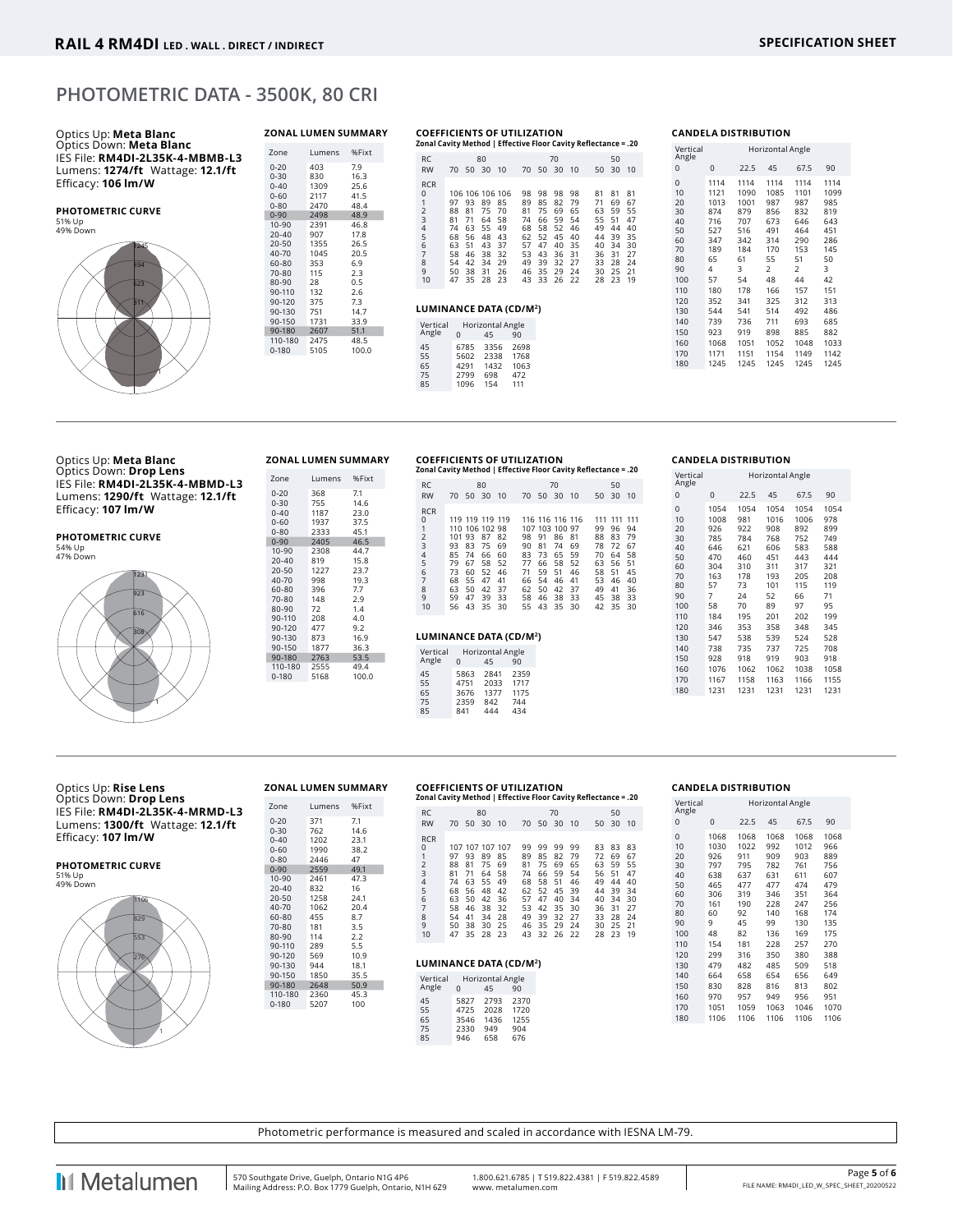# PHOTOMETRIC DATA - 3500K, 80 CRI

Optics Up: **Meta Blanc**
Optics Down: **Meta Blanc**
IES File: **RM4DI-2L35K-4-MBMB-L3**
Lumens: **1274/ft** Wattage: **12.1/ft**
Efficacy: **106 lm/W**

**PHOTOMETRIC CURVE**
51% Up
49% Down

### ZONAL LUMEN SUMMARY

| Zone | Lumens | %Fixt |
|---|---|---|
| 0-20 | 403 | 7.9 |
| 0-30 | 830 | 16.3 |
| 0-40 | 1309 | 25.6 |
| 0-60 | 2117 | 41.5 |
| 0-80 | 2470 | 48.4 |
| 0-90 | 2498 | 48.9 |
| 10-90 | 2391 | 46.8 |
| 20-40 | 907 | 17.8 |
| 20-50 | 1355 | 26.5 |
| 40-70 | 1045 | 20.5 |
| 60-80 | 353 | 6.9 |
| 70-80 | 115 | 2.3 |
| 80-90 | 28 | 0.5 |
| 90-110 | 132 | 2.6 |
| 90-120 | 375 | 7.3 |
| 90-130 | 751 | 14.7 |
| 90-150 | 1731 | 33.9 |
| 90-180 | 2607 | 51.1 |
| 110-180 | 2475 | 48.5 |
| 0-180 | 5105 | 100.0 |

### COEFFICIENTS OF UTILIZATION
Zonal Cavity Method | Effective Floor Cavity Reflectance = .20

| RC | 80 | | | | 70 | | | | 50 | | |
|---|---|---|---|---|---|---|---|---|---|---|---|
| RW | 70 | 50 | 30 | 10 | 70 | 50 | 30 | 10 | 50 | 30 | 10 |
| RCR | | | | | | | | | | | |
| 0 | 106 | 106 | 106 | 106 | 98 | 98 | 98 | 98 | 81 | 81 | 81 |
| 1 | 97 | 93 | 89 | 85 | 89 | 85 | 82 | 79 | 71 | 69 | 67 |
| 2 | 88 | 81 | 75 | 70 | 81 | 75 | 69 | 65 | 63 | 59 | 55 |
| 3 | 81 | 71 | 64 | 58 | 74 | 66 | 59 | 54 | 55 | 51 | 47 |
| 4 | 74 | 63 | 55 | 49 | 68 | 58 | 52 | 46 | 49 | 44 | 40 |
| 5 | 68 | 56 | 48 | 43 | 62 | 52 | 45 | 40 | 44 | 39 | 35 |
| 6 | 63 | 51 | 43 | 37 | 57 | 47 | 40 | 35 | 40 | 34 | 30 |
| 7 | 58 | 46 | 38 | 32 | 53 | 43 | 36 | 31 | 36 | 31 | 27 |
| 8 | 54 | 42 | 34 | 29 | 49 | 39 | 32 | 27 | 33 | 28 | 24 |
| 9 | 50 | 38 | 31 | 26 | 46 | 35 | 29 | 24 | 30 | 25 | 21 |
| 10 | 47 | 35 | 28 | 23 | 43 | 33 | 26 | 22 | 28 | 23 | 19 |

### LUMINANCE DATA (CD/M²)

| Vertical Angle | Horizontal Angle 0 | 45 | 90 |
|---|---|---|---|
| 45 | 6785 | 3356 | 2698 |
| 55 | 5602 | 2338 | 1768 |
| 65 | 4291 | 1432 | 1063 |
| 75 | 2799 | 698 | 472 |
| 85 | 1096 | 154 | 111 |

### CANDELA DISTRIBUTION

| Vertical Angle | Horizontal Angle 0 | 22.5 | 45 | 67.5 | 90 |
|---|---|---|---|---|---|
| 0 | 1114 | 1114 | 1114 | 1114 | 1114 |
| 10 | 1121 | 1090 | 1085 | 1101 | 1099 |
| 20 | 1013 | 1001 | 987 | 987 | 985 |
| 30 | 874 | 879 | 856 | 832 | 819 |
| 40 | 716 | 707 | 673 | 646 | 643 |
| 50 | 527 | 516 | 491 | 464 | 451 |
| 60 | 347 | 342 | 314 | 290 | 286 |
| 70 | 189 | 184 | 170 | 153 | 145 |
| 80 | 65 | 61 | 55 | 51 | 50 |
| 90 | 4 | 3 | 2 | 2 | 3 |
| 100 | 57 | 54 | 48 | 44 | 42 |
| 110 | 180 | 178 | 166 | 157 | 151 |
| 120 | 352 | 341 | 325 | 312 | 313 |
| 130 | 544 | 541 | 514 | 492 | 486 |
| 140 | 739 | 736 | 711 | 693 | 685 |
| 150 | 923 | 919 | 898 | 885 | 882 |
| 160 | 1068 | 1051 | 1052 | 1048 | 1033 |
| 170 | 1171 | 1151 | 1154 | 1149 | 1142 |
| 180 | 1245 | 1245 | 1245 | 1245 | 1245 |

---

Optics Up: **Meta Blanc**
Optics Down: **Drop Lens**
IES File: **RM4DI-2L35K-4-MBMD-L3**
Lumens: **1290/ft** Wattage: **12.1/ft**
Efficacy: **107 lm/W**

**PHOTOMETRIC CURVE**
54% Up
47% Down

### ZONAL LUMEN SUMMARY

| Zone | Lumens | %Fixt |
|---|---|---|
| 0-20 | 368 | 7.1 |
| 0-30 | 755 | 14.6 |
| 0-40 | 1187 | 23.0 |
| 0-60 | 1937 | 37.5 |
| 0-80 | 2333 | 45.1 |
| 0-90 | 2405 | 46.5 |
| 10-90 | 2308 | 44.7 |
| 20-40 | 819 | 15.8 |
| 20-50 | 1227 | 23.7 |
| 40-70 | 998 | 19.3 |
| 60-80 | 396 | 7.7 |
| 70-80 | 148 | 2.9 |
| 80-90 | 72 | 1.4 |
| 90-110 | 208 | 4.0 |
| 90-120 | 477 | 9.2 |
| 90-130 | 873 | 16.9 |
| 90-150 | 1877 | 36.3 |
| 90-180 | 2763 | 53.5 |
| 110-180 | 2555 | 49.4 |
| 0-180 | 5168 | 100.0 |

### COEFFICIENTS OF UTILIZATION
Zonal Cavity Method | Effective Floor Cavity Reflectance = .20

| RC | 80 | | | | 70 | | | | 50 | | |
|---|---|---|---|---|---|---|---|---|---|---|---|
| RW | 70 | 50 | 30 | 10 | 70 | 50 | 30 | 10 | 50 | 30 | 10 |
| RCR | | | | | | | | | | | |
| 0 | 119 | 119 | 119 | 119 | 116 | 116 | 116 | 116 | 111 | 111 | 111 |
| 1 | 110 | 106 | 102 | 98 | 107 | 103 | 100 | 97 | 99 | 96 | 94 |
| 2 | 101 | 93 | 87 | 82 | 98 | 91 | 86 | 81 | 88 | 83 | 79 |
| 3 | 93 | 83 | 75 | 69 | 90 | 81 | 74 | 69 | 78 | 72 | 67 |
| 4 | 85 | 74 | 66 | 60 | 83 | 73 | 65 | 59 | 70 | 64 | 58 |
| 5 | 79 | 67 | 58 | 52 | 77 | 66 | 58 | 52 | 63 | 56 | 51 |
| 6 | 73 | 60 | 52 | 46 | 71 | 59 | 51 | 46 | 58 | 51 | 45 |
| 7 | 68 | 55 | 47 | 41 | 66 | 54 | 46 | 41 | 53 | 46 | 40 |
| 8 | 63 | 50 | 42 | 37 | 62 | 50 | 42 | 37 | 49 | 41 | 36 |
| 9 | 59 | 47 | 39 | 33 | 58 | 46 | 38 | 33 | 45 | 38 | 33 |
| 10 | 56 | 43 | 35 | 30 | 55 | 43 | 35 | 30 | 42 | 35 | 30 |

### LUMINANCE DATA (CD/M²)

| Vertical Angle | Horizontal Angle 0 | 45 | 90 |
|---|---|---|---|
| 45 | 5863 | 2841 | 2359 |
| 55 | 4751 | 2033 | 1717 |
| 65 | 3676 | 1377 | 1175 |
| 75 | 2359 | 842 | 744 |
| 85 | 841 | 444 | 434 |

### CANDELA DISTRIBUTION

| Vertical Angle | Horizontal Angle 0 | 22.5 | 45 | 67.5 | 90 |
|---|---|---|---|---|---|
| 0 | 1054 | 1054 | 1054 | 1054 | 1054 |
| 10 | 1008 | 981 | 1016 | 1006 | 978 |
| 20 | 926 | 922 | 908 | 892 | 899 |
| 30 | 785 | 784 | 768 | 752 | 749 |
| 40 | 646 | 621 | 606 | 583 | 588 |
| 50 | 470 | 460 | 451 | 443 | 444 |
| 60 | 304 | 310 | 311 | 317 | 321 |
| 70 | 163 | 178 | 193 | 205 | 208 |
| 80 | 57 | 73 | 101 | 115 | 119 |
| 90 | 7 | 24 | 52 | 66 | 71 |
| 100 | 58 | 70 | 89 | 97 | 95 |
| 110 | 184 | 195 | 201 | 202 | 199 |
| 120 | 346 | 353 | 358 | 348 | 345 |
| 130 | 547 | 538 | 539 | 524 | 528 |
| 140 | 738 | 735 | 737 | 725 | 708 |
| 150 | 928 | 918 | 919 | 903 | 918 |
| 160 | 1076 | 1062 | 1062 | 1038 | 1058 |
| 170 | 1167 | 1158 | 1163 | 1166 | 1155 |
| 180 | 1231 | 1231 | 1231 | 1231 | 1231 |

---

Optics Up: **Rise Lens**
Optics Down: **Drop Lens**
IES File: **RM4DI-2L35K-4-MRMD-L3**
Lumens: **1300/ft** Wattage: **12.1/ft**
Efficacy: **107 lm/W**

**PHOTOMETRIC CURVE**
51% Up
49% Down

### ZONAL LUMEN SUMMARY

| Zone | Lumens | %Fixt |
|---|---|---|
| 0-20 | 371 | 7.1 |
| 0-30 | 762 | 14.6 |
| 0-40 | 1202 | 23.1 |
| 0-60 | 1990 | 38.2 |
| 0-80 | 2446 | 47 |
| 0-90 | 2559 | 49.1 |
| 10-90 | 2461 | 47.3 |
| 20-40 | 832 | 16 |
| 20-50 | 1258 | 24.1 |
| 40-70 | 1062 | 20.4 |
| 60-80 | 455 | 8.7 |
| 70-80 | 181 | 3.5 |
| 80-90 | 114 | 2.2 |
| 90-110 | 289 | 5.5 |
| 90-120 | 569 | 10.9 |
| 90-130 | 944 | 18.1 |
| 90-150 | 1850 | 35.5 |
| 90-180 | 2648 | 50.9 |
| 110-180 | 2360 | 45.3 |
| 0-180 | 5207 | 100 |

### COEFFICIENTS OF UTILIZATION
Zonal Cavity Method | Effective Floor Cavity Reflectance = .20

| RC | 80 | | | | 70 | | | | 50 | | |
|---|---|---|---|---|---|---|---|---|---|---|---|
| RW | 70 | 50 | 30 | 10 | 70 | 50 | 30 | 10 | 50 | 30 | 10 |
| RCR | | | | | | | | | | | |
| 0 | 107 | 107 | 107 | 107 | 99 | 99 | 99 | 99 | 83 | 83 | 83 |
| 1 | 97 | 93 | 89 | 85 | 89 | 85 | 82 | 79 | 72 | 69 | 67 |
| 2 | 88 | 81 | 75 | 69 | 81 | 75 | 69 | 65 | 63 | 59 | 55 |
| 3 | 81 | 71 | 64 | 58 | 74 | 66 | 59 | 54 | 56 | 51 | 47 |
| 4 | 74 | 63 | 55 | 49 | 68 | 58 | 51 | 46 | 49 | 44 | 40 |
| 5 | 68 | 56 | 48 | 42 | 62 | 52 | 45 | 39 | 44 | 39 | 34 |
| 6 | 63 | 50 | 42 | 36 | 57 | 47 | 40 | 34 | 40 | 34 | 30 |
| 7 | 58 | 46 | 38 | 32 | 53 | 42 | 35 | 30 | 36 | 31 | 27 |
| 8 | 54 | 41 | 34 | 28 | 49 | 39 | 32 | 27 | 33 | 28 | 24 |
| 9 | 50 | 38 | 30 | 25 | 46 | 35 | 29 | 24 | 30 | 25 | 21 |
| 10 | 47 | 35 | 28 | 23 | 43 | 32 | 26 | 22 | 28 | 23 | 19 |

### LUMINANCE DATA (CD/M²)

| Vertical Angle | Horizontal Angle 0 | 45 | 90 |
|---|---|---|---|
| 45 | 5827 | 2793 | 2370 |
| 55 | 4725 | 2028 | 1720 |
| 65 | 3546 | 1436 | 1255 |
| 75 | 2330 | 949 | 904 |
| 85 | 946 | 658 | 676 |

### CANDELA DISTRIBUTION

| Vertical Angle | Horizontal Angle 0 | 22.5 | 45 | 67.5 | 90 |
|---|---|---|---|---|---|
| 0 | 1068 | 1068 | 1068 | 1068 | 1068 |
| 10 | 1030 | 1022 | 992 | 1012 | 966 |
| 20 | 926 | 911 | 909 | 903 | 889 |
| 30 | 797 | 795 | 782 | 761 | 756 |
| 40 | 638 | 637 | 631 | 611 | 607 |
| 50 | 465 | 477 | 477 | 474 | 479 |
| 60 | 306 | 319 | 346 | 351 | 364 |
| 70 | 161 | 190 | 228 | 247 | 256 |
| 80 | 60 | 92 | 140 | 168 | 174 |
| 90 | 9 | 45 | 99 | 130 | 135 |
| 100 | 48 | 82 | 136 | 169 | 175 |
| 110 | 154 | 181 | 228 | 257 | 270 |
| 120 | 299 | 316 | 350 | 380 | 388 |
| 130 | 479 | 482 | 485 | 509 | 518 |
| 140 | 664 | 658 | 654 | 656 | 649 |
| 150 | 830 | 828 | 816 | 813 | 802 |
| 160 | 970 | 957 | 949 | 956 | 951 |
| 170 | 1051 | 1059 | 1063 | 1046 | 1070 |
| 180 | 1106 | 1106 | 1106 | 1106 | 1106 |

Photometric performance is measured and scaled in accordance with IESNA LM-79.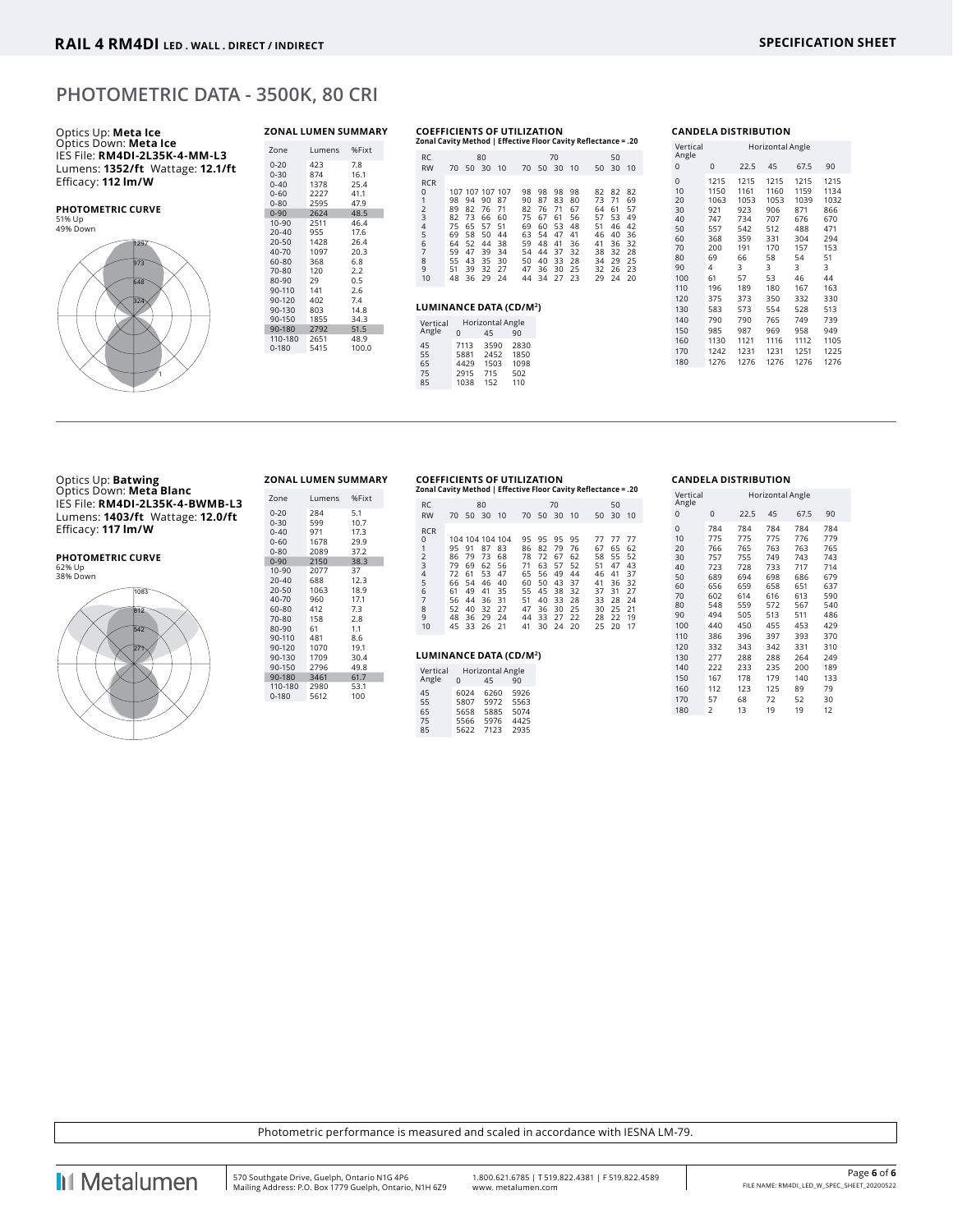# PHOTOMETRIC DATA - 3500K, 80 CRI

Optics Up: **Meta Ice**
Optics Down: **Meta Ice**
IES File: **RM4DI-2L35K-4-MM-L3**
Lumens: **1352/ft** Wattage: **12.1/ft**
Efficacy: **112 lm/W**

### PHOTOMETRIC CURVE

51% Up
49% Down

1297
973
648
324
1

### ZONAL LUMEN SUMMARY

| Zone | Lumens | %Fixt |
|---|---|---|
| 0-20 | 423 | 7.8 |
| 0-30 | 874 | 16.1 |
| 0-40 | 1378 | 25.4 |
| 0-60 | 2227 | 41.1 |
| 0-80 | 2595 | 47.9 |
| 0-90 | 2624 | 48.5 |
| 10-90 | 2511 | 46.4 |
| 20-40 | 955 | 17.6 |
| 20-50 | 1428 | 26.4 |
| 40-70 | 1097 | 20.3 |
| 60-80 | 368 | 6.8 |
| 70-80 | 120 | 2.2 |
| 80-90 | 29 | 0.5 |
| 90-110 | 141 | 2.6 |
| 90-120 | 402 | 7.4 |
| 90-130 | 803 | 14.8 |
| 90-150 | 1855 | 34.3 |
| 90-180 | 2792 | 51.5 |
| 110-180 | 2651 | 48.9 |
| 0-180 | 5415 | 100.0 |

### COEFFICIENTS OF UTILIZATION

Zonal Cavity Method | Effective Floor Cavity Reflectance = .20

| RC | 80 | | | | 70 | | | | 50 | | |
|---|---|---|---|---|---|---|---|---|---|---|---|
| RW | 70 | 50 | 30 | 10 | 70 | 50 | 30 | 10 | 50 | 30 | 10 |
| RCR | | | | | | | | | | | |
| 0 | 107 | 107 | 107 | 107 | 98 | 98 | 98 | 98 | 82 | 82 | 82 |
| 1 | 98 | 94 | 90 | 87 | 90 | 87 | 83 | 80 | 73 | 71 | 69 |
| 2 | 89 | 82 | 76 | 71 | 82 | 76 | 71 | 67 | 64 | 61 | 57 |
| 3 | 82 | 73 | 66 | 60 | 75 | 67 | 61 | 56 | 57 | 53 | 49 |
| 4 | 75 | 65 | 57 | 51 | 69 | 60 | 53 | 48 | 51 | 46 | 42 |
| 5 | 69 | 58 | 50 | 44 | 63 | 54 | 47 | 41 | 46 | 40 | 36 |
| 6 | 64 | 52 | 44 | 38 | 59 | 48 | 41 | 36 | 41 | 36 | 32 |
| 7 | 59 | 47 | 39 | 34 | 54 | 44 | 37 | 32 | 38 | 32 | 28 |
| 8 | 55 | 43 | 35 | 30 | 50 | 40 | 33 | 28 | 34 | 29 | 25 |
| 9 | 51 | 39 | 32 | 27 | 47 | 36 | 30 | 25 | 32 | 26 | 23 |
| 10 | 48 | 36 | 29 | 24 | 44 | 34 | 27 | 23 | 29 | 24 | 20 |

### LUMINANCE DATA (CD/M²)

| Vertical Angle | Horizontal Angle 0 | 45 | 90 |
|---|---|---|---|
| 45 | 7113 | 3590 | 2830 |
| 55 | 5881 | 2452 | 1850 |
| 65 | 4429 | 1503 | 1098 |
| 75 | 2915 | 715 | 502 |
| 85 | 1038 | 152 | 110 |

### CANDELA DISTRIBUTION

| Vertical Angle | Horizontal Angle 0 | 22.5 | 45 | 67.5 | 90 |
|---|---|---|---|---|---|
| 0 | 1215 | 1215 | 1215 | 1215 | 1215 |
| 10 | 1150 | 1161 | 1160 | 1159 | 1134 |
| 20 | 1063 | 1053 | 1053 | 1039 | 1032 |
| 30 | 921 | 923 | 906 | 871 | 866 |
| 40 | 747 | 734 | 707 | 676 | 670 |
| 50 | 557 | 542 | 512 | 488 | 471 |
| 60 | 368 | 359 | 331 | 304 | 294 |
| 70 | 200 | 191 | 170 | 157 | 153 |
| 80 | 69 | 66 | 58 | 54 | 51 |
| 90 | 4 | 3 | 3 | 3 | 3 |
| 100 | 61 | 57 | 53 | 46 | 44 |
| 110 | 196 | 189 | 180 | 167 | 163 |
| 120 | 375 | 373 | 350 | 332 | 330 |
| 130 | 583 | 573 | 554 | 528 | 513 |
| 140 | 790 | 790 | 765 | 749 | 739 |
| 150 | 985 | 987 | 969 | 958 | 949 |
| 160 | 1130 | 1121 | 1116 | 1112 | 1105 |
| 170 | 1242 | 1231 | 1231 | 1251 | 1225 |
| 180 | 1276 | 1276 | 1276 | 1276 | 1276 |

---

Optics Up: **Batwing**
Optics Down: **Meta Blanc**
IES File: **RM4DI-2L35K-4-BWMB-L3**
Lumens: **1403/ft** Wattage: **12.0/ft**
Efficacy: **117 lm/W**

### PHOTOMETRIC CURVE

62% Up
38% Down

1083
812
542
271

### ZONAL LUMEN SUMMARY

| Zone | Lumens | %Fixt |
|---|---|---|
| 0-20 | 284 | 5.1 |
| 0-30 | 599 | 10.7 |
| 0-40 | 971 | 17.3 |
| 0-60 | 1678 | 29.9 |
| 0-80 | 2089 | 37.2 |
| 0-90 | 2150 | 38.3 |
| 10-90 | 2077 | 37 |
| 20-40 | 688 | 12.3 |
| 20-50 | 1063 | 18.9 |
| 40-70 | 960 | 17.1 |
| 60-80 | 412 | 7.3 |
| 70-80 | 158 | 2.8 |
| 80-90 | 61 | 1.1 |
| 90-110 | 481 | 8.6 |
| 90-120 | 1070 | 19.1 |
| 90-130 | 1709 | 30.4 |
| 90-150 | 2796 | 49.8 |
| 90-180 | 3461 | 61.7 |
| 110-180 | 2980 | 53.1 |
| 0-180 | 5612 | 100 |

### COEFFICIENTS OF UTILIZATION

Zonal Cavity Method | Effective Floor Cavity Reflectance = .20

| RC | 80 | | | | 70 | | | | 50 | | |
|---|---|---|---|---|---|---|---|---|---|---|---|
| RW | 70 | 50 | 30 | 10 | 70 | 50 | 30 | 10 | 50 | 30 | 10 |
| RCR | | | | | | | | | | | |
| 0 | 104 | 104 | 104 | 104 | 95 | 95 | 95 | 95 | 77 | 77 | 77 |
| 1 | 95 | 91 | 87 | 83 | 86 | 82 | 79 | 76 | 67 | 65 | 62 |
| 2 | 86 | 79 | 73 | 68 | 78 | 72 | 67 | 62 | 58 | 55 | 52 |
| 3 | 79 | 69 | 62 | 56 | 71 | 63 | 57 | 52 | 51 | 47 | 43 |
| 4 | 72 | 61 | 53 | 47 | 65 | 56 | 49 | 44 | 46 | 41 | 37 |
| 5 | 66 | 54 | 46 | 40 | 60 | 50 | 43 | 37 | 41 | 36 | 32 |
| 6 | 61 | 49 | 41 | 35 | 55 | 45 | 38 | 32 | 37 | 31 | 27 |
| 7 | 56 | 44 | 36 | 31 | 51 | 40 | 33 | 28 | 33 | 28 | 24 |
| 8 | 52 | 40 | 32 | 27 | 47 | 36 | 30 | 25 | 30 | 25 | 21 |
| 9 | 48 | 36 | 29 | 24 | 44 | 33 | 27 | 22 | 28 | 22 | 19 |
| 10 | 45 | 33 | 26 | 21 | 41 | 30 | 24 | 20 | 25 | 20 | 17 |

### LUMINANCE DATA (CD/M²)

| Vertical Angle | Horizontal Angle 0 | 45 | 90 |
|---|---|---|---|
| 45 | 6024 | 6260 | 5926 |
| 55 | 5807 | 5972 | 5563 |
| 65 | 5658 | 5885 | 5074 |
| 75 | 5566 | 5976 | 4425 |
| 85 | 5622 | 7123 | 2935 |

### CANDELA DISTRIBUTION

| Vertical Angle | Horizontal Angle 0 | 22.5 | 45 | 67.5 | 90 |
|---|---|---|---|---|---|
| 0 | 784 | 784 | 784 | 784 | 784 |
| 10 | 775 | 775 | 775 | 776 | 779 |
| 20 | 766 | 765 | 763 | 763 | 765 |
| 30 | 757 | 755 | 749 | 743 | 743 |
| 40 | 723 | 728 | 733 | 717 | 714 |
| 50 | 689 | 694 | 698 | 686 | 679 |
| 60 | 656 | 659 | 658 | 651 | 637 |
| 70 | 602 | 614 | 616 | 613 | 590 |
| 80 | 548 | 559 | 572 | 567 | 540 |
| 90 | 494 | 505 | 513 | 511 | 486 |
| 100 | 440 | 450 | 455 | 453 | 429 |
| 110 | 386 | 396 | 397 | 393 | 370 |
| 120 | 332 | 343 | 342 | 331 | 310 |
| 130 | 277 | 288 | 288 | 264 | 249 |
| 140 | 222 | 233 | 235 | 200 | 189 |
| 150 | 167 | 178 | 179 | 140 | 133 |
| 160 | 112 | 123 | 125 | 89 | 79 |
| 170 | 57 | 68 | 72 | 52 | 30 |
| 180 | 2 | 13 | 19 | 19 | 12 |

Photometric performance is measured and scaled in accordance with IESNA LM-79.

Metalumen

570 Southgate Drive, Guelph, Ontario N1G 4P6
Mailing Address: P.O. Box 1779 Guelph, Ontario, N1H 6Z9

1.800.621.6785 | T 519.822.4381 | F 519.822.4589
www. metalumen.com

FILE NAME: RM4DI_LED_W_SPEC_SHEET_20200522